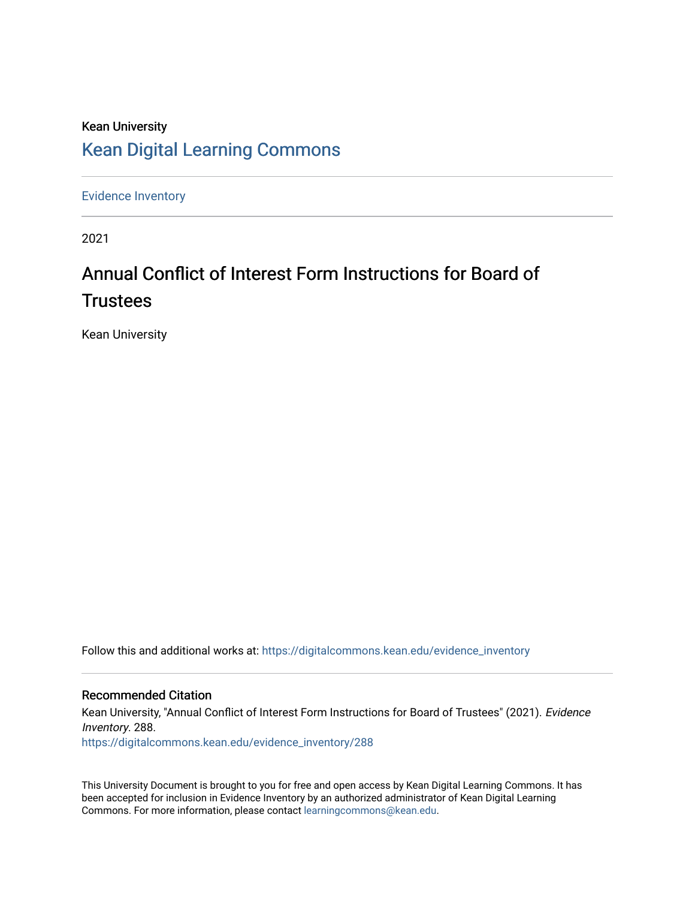Kean University

# Kean Digital Learning Commons

Evidence Inventory

2021

## Annual Conflict of Interest Form Instructions for Board of Trustees

Kean University

Follow this and additional works at: https://digitalcommons.kean.edu/evidence_inventory

### Recommended Citation

Kean University, "Annual Conflict of Interest Form Instructions for Board of Trustees" (2021). *Evidence Inventory*. 288.
https://digitalcommons.kean.edu/evidence_inventory/288

This University Document is brought to you for free and open access by Kean Digital Learning Commons. It has been accepted for inclusion in Evidence Inventory by an authorized administrator of Kean Digital Learning Commons. For more information, please contact learningcommons@kean.edu.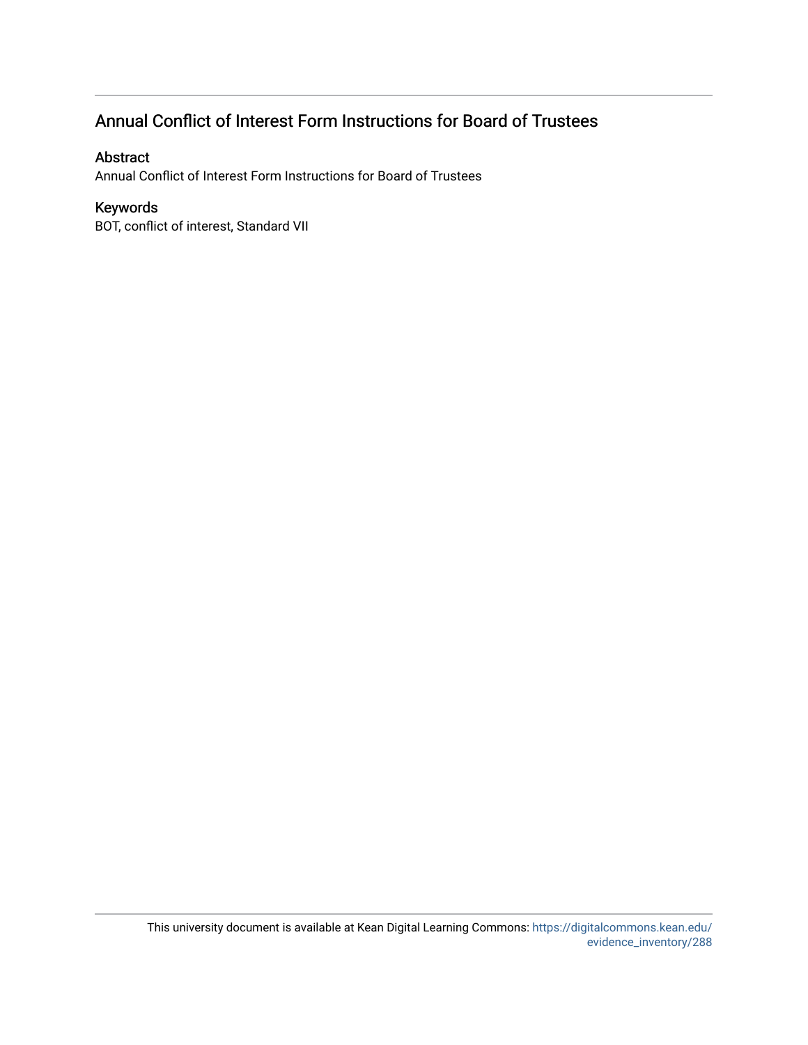## Annual Conflict of Interest Form Instructions for Board of Trustees

### Abstract

Annual Conflict of Interest Form Instructions for Board of Trustees

### Keywords

BOT, conflict of interest, Standard VII

This university document is available at Kean Digital Learning Commons: https://digitalcommons.kean.edu/evidence_inventory/288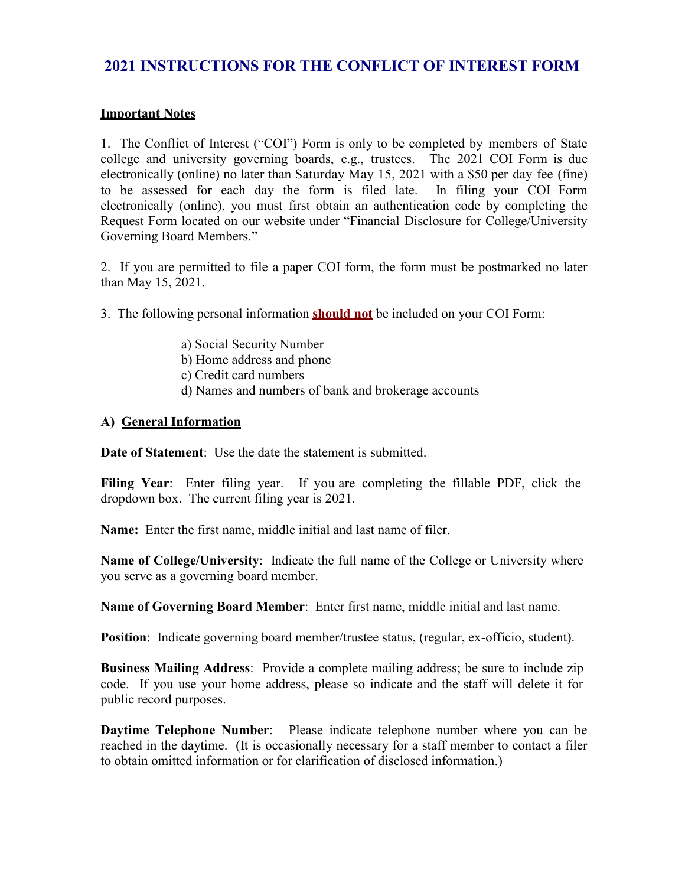# 2021 INSTRUCTIONS FOR THE CONFLICT OF INTEREST FORM

**Important Notes**

1. The Conflict of Interest ("COI") Form is only to be completed by members of State college and university governing boards, e.g., trustees. The 2021 COI Form is due electronically (online) no later than Saturday May 15, 2021 with a $50 per day fee (fine) to be assessed for each day the form is filed late. In filing your COI Form electronically (online), you must first obtain an authentication code by completing the Request Form located on our website under "Financial Disclosure for College/University Governing Board Members."

2. If you are permitted to file a paper COI form, the form must be postmarked no later than May 15, 2021.

3. The following personal information **should not** be included on your COI Form:

   a) Social Security Number
   b) Home address and phone
   c) Credit card numbers
   d) Names and numbers of bank and brokerage accounts

## A) General Information

**Date of Statement**: Use the date the statement is submitted.

**Filing Year**: Enter filing year. If you are completing the fillable PDF, click the dropdown box. The current filing year is 2021.

**Name:** Enter the first name, middle initial and last name of filer.

**Name of College/University**: Indicate the full name of the College or University where you serve as a governing board member.

**Name of Governing Board Member**: Enter first name, middle initial and last name.

**Position**: Indicate governing board member/trustee status, (regular, ex-officio, student).

**Business Mailing Address**: Provide a complete mailing address; be sure to include zip code. If you use your home address, please so indicate and the staff will delete it for public record purposes.

**Daytime Telephone Number**: Please indicate telephone number where you can be reached in the daytime. (It is occasionally necessary for a staff member to contact a filer to obtain omitted information or for clarification of disclosed information.)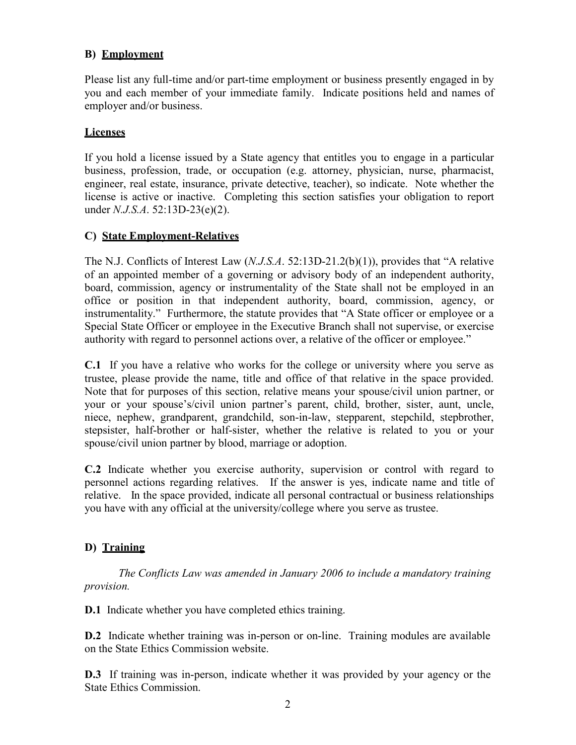## B) Employment

Please list any full-time and/or part-time employment or business presently engaged in by you and each member of your immediate family. Indicate positions held and names of employer and/or business.

### Licenses

If you hold a license issued by a State agency that entitles you to engage in a particular business, profession, trade, or occupation (e.g. attorney, physician, nurse, pharmacist, engineer, real estate, insurance, private detective, teacher), so indicate. Note whether the license is active or inactive. Completing this section satisfies your obligation to report under *N.J.S.A*. 52:13D-23(e)(2).

## C) State Employment-Relatives

The N.J. Conflicts of Interest Law (*N.J.S.A*. 52:13D-21.2(b)(1)), provides that "A relative of an appointed member of a governing or advisory body of an independent authority, board, commission, agency or instrumentality of the State shall not be employed in an office or position in that independent authority, board, commission, agency, or instrumentality." Furthermore, the statute provides that "A State officer or employee or a Special State Officer or employee in the Executive Branch shall not supervise, or exercise authority with regard to personnel actions over, a relative of the officer or employee."

**C.1** If you have a relative who works for the college or university where you serve as trustee, please provide the name, title and office of that relative in the space provided. Note that for purposes of this section, relative means your spouse/civil union partner, or your or your spouse's/civil union partner's parent, child, brother, sister, aunt, uncle, niece, nephew, grandparent, grandchild, son-in-law, stepparent, stepchild, stepbrother, stepsister, half-brother or half-sister, whether the relative is related to you or your spouse/civil union partner by blood, marriage or adoption.

**C.2** Indicate whether you exercise authority, supervision or control with regard to personnel actions regarding relatives. If the answer is yes, indicate name and title of relative. In the space provided, indicate all personal contractual or business relationships you have with any official at the university/college where you serve as trustee.

## D) Training

*The Conflicts Law was amended in January 2006 to include a mandatory training provision.*

**D.1** Indicate whether you have completed ethics training.

**D.2** Indicate whether training was in-person or on-line. Training modules are available on the State Ethics Commission website.

**D.3** If training was in-person, indicate whether it was provided by your agency or the State Ethics Commission.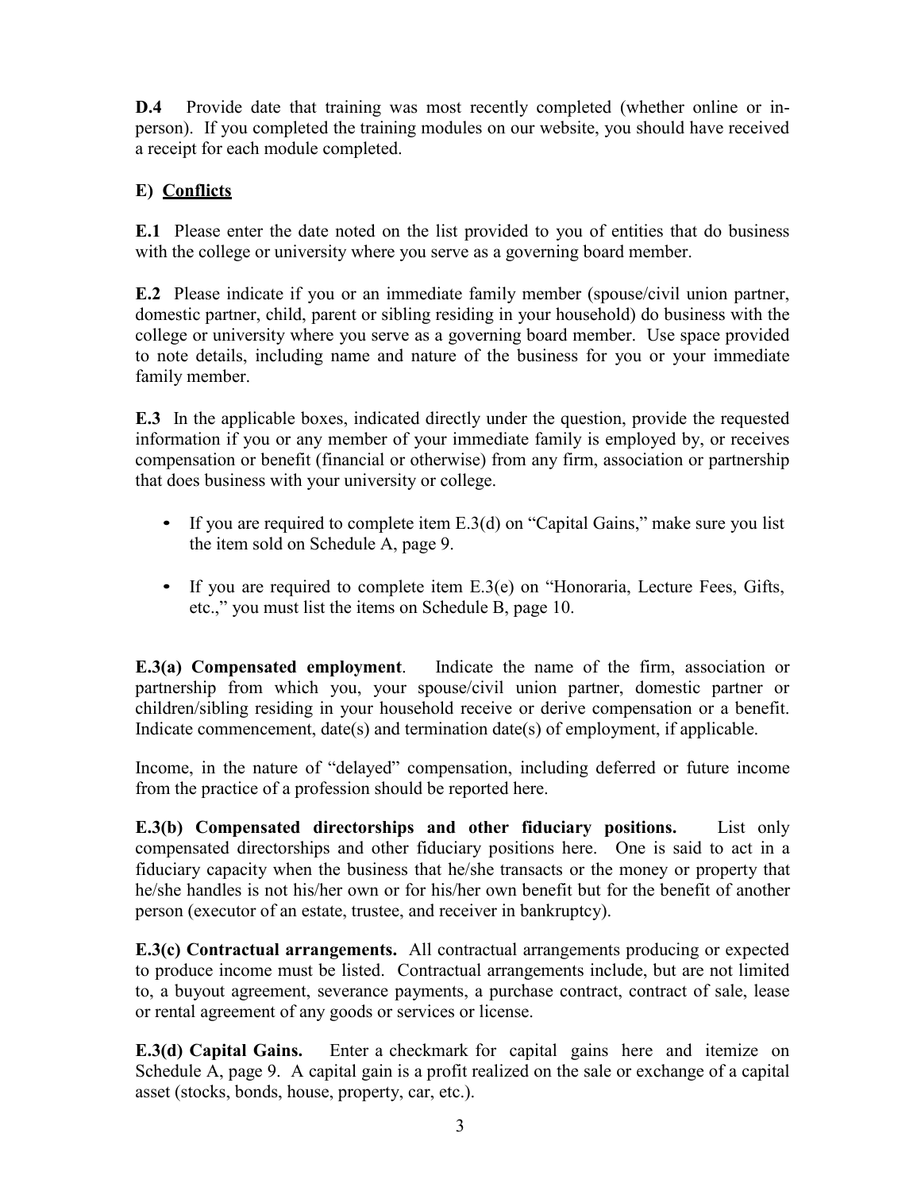**D.4** Provide date that training was most recently completed (whether online or in-person). If you completed the training modules on our website, you should have received a receipt for each module completed.

## E) Conflicts

**E.1** Please enter the date noted on the list provided to you of entities that do business with the college or university where you serve as a governing board member.

**E.2** Please indicate if you or an immediate family member (spouse/civil union partner, domestic partner, child, parent or sibling residing in your household) do business with the college or university where you serve as a governing board member. Use space provided to note details, including name and nature of the business for you or your immediate family member.

**E.3** In the applicable boxes, indicated directly under the question, provide the requested information if you or any member of your immediate family is employed by, or receives compensation or benefit (financial or otherwise) from any firm, association or partnership that does business with your university or college.

- If you are required to complete item E.3(d) on "Capital Gains," make sure you list the item sold on Schedule A, page 9.
- If you are required to complete item E.3(e) on "Honoraria, Lecture Fees, Gifts, etc.," you must list the items on Schedule B, page 10.

**E.3(a) Compensated employment**. Indicate the name of the firm, association or partnership from which you, your spouse/civil union partner, domestic partner or children/sibling residing in your household receive or derive compensation or a benefit. Indicate commencement, date(s) and termination date(s) of employment, if applicable.

Income, in the nature of "delayed" compensation, including deferred or future income from the practice of a profession should be reported here.

**E.3(b) Compensated directorships and other fiduciary positions.** List only compensated directorships and other fiduciary positions here. One is said to act in a fiduciary capacity when the business that he/she transacts or the money or property that he/she handles is not his/her own or for his/her own benefit but for the benefit of another person (executor of an estate, trustee, and receiver in bankruptcy).

**E.3(c) Contractual arrangements.** All contractual arrangements producing or expected to produce income must be listed. Contractual arrangements include, but are not limited to, a buyout agreement, severance payments, a purchase contract, contract of sale, lease or rental agreement of any goods or services or license.

**E.3(d) Capital Gains.** Enter a checkmark for capital gains here and itemize on Schedule A, page 9. A capital gain is a profit realized on the sale or exchange of a capital asset (stocks, bonds, house, property, car, etc.).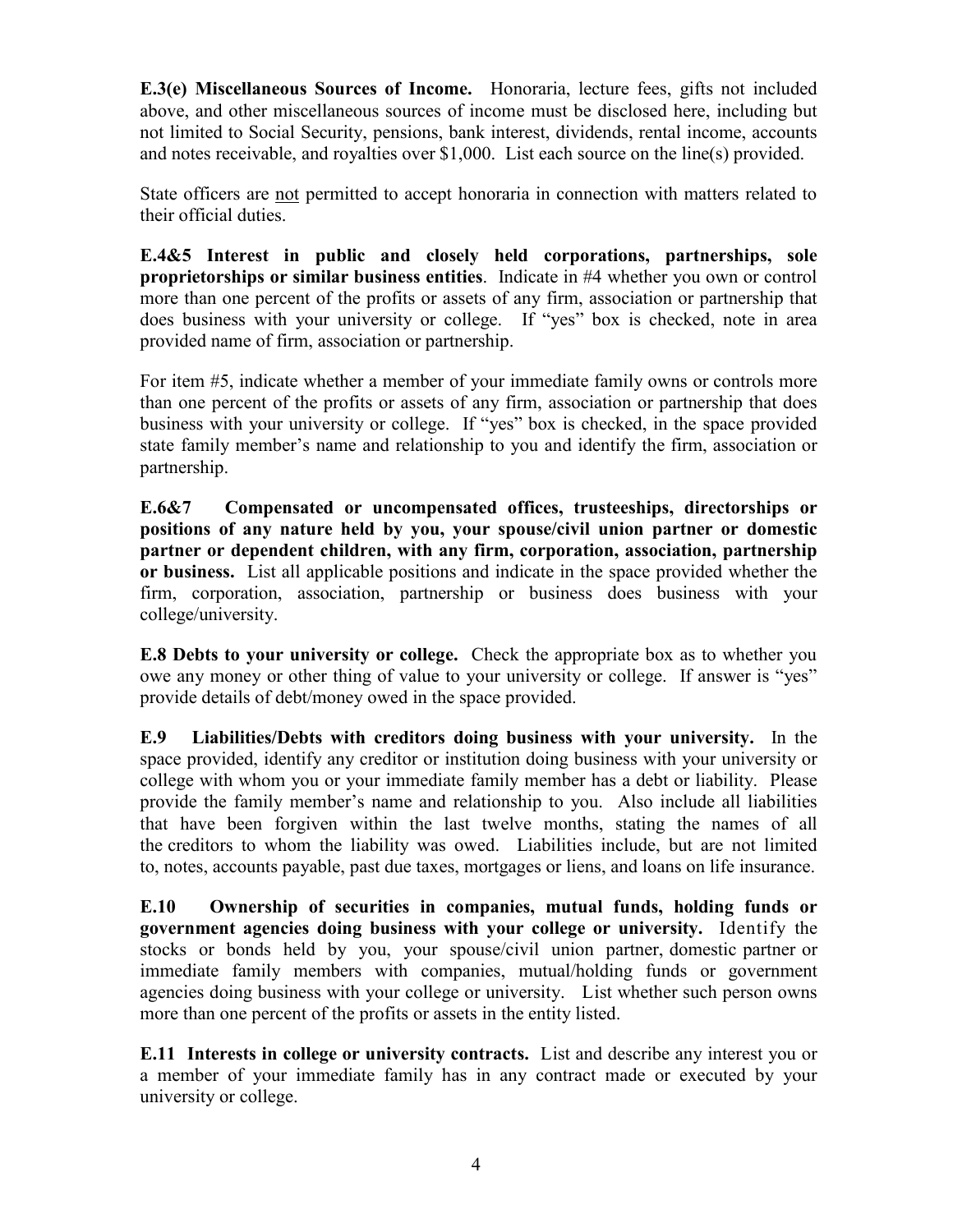**E.3(e) Miscellaneous Sources of Income.** Honoraria, lecture fees, gifts not included above, and other miscellaneous sources of income must be disclosed here, including but not limited to Social Security, pensions, bank interest, dividends, rental income, accounts and notes receivable, and royalties over $1,000. List each source on the line(s) provided.

State officers are <u>not</u> permitted to accept honoraria in connection with matters related to their official duties.

**E.4&5 Interest in public and closely held corporations, partnerships, sole proprietorships or similar business entities**. Indicate in #4 whether you own or control more than one percent of the profits or assets of any firm, association or partnership that does business with your university or college. If "yes" box is checked, note in area provided name of firm, association or partnership.

For item #5, indicate whether a member of your immediate family owns or controls more than one percent of the profits or assets of any firm, association or partnership that does business with your university or college. If "yes" box is checked, in the space provided state family member's name and relationship to you and identify the firm, association or partnership.

**E.6&7 Compensated or uncompensated offices, trusteeships, directorships or positions of any nature held by you, your spouse/civil union partner or domestic partner or dependent children, with any firm, corporation, association, partnership or business.** List all applicable positions and indicate in the space provided whether the firm, corporation, association, partnership or business does business with your college/university.

**E.8 Debts to your university or college.** Check the appropriate box as to whether you owe any money or other thing of value to your university or college. If answer is "yes" provide details of debt/money owed in the space provided.

**E.9 Liabilities/Debts with creditors doing business with your university.** In the space provided, identify any creditor or institution doing business with your university or college with whom you or your immediate family member has a debt or liability. Please provide the family member's name and relationship to you. Also include all liabilities that have been forgiven within the last twelve months, stating the names of all the creditors to whom the liability was owed. Liabilities include, but are not limited to, notes, accounts payable, past due taxes, mortgages or liens, and loans on life insurance.

**E.10 Ownership of securities in companies, mutual funds, holding funds or government agencies doing business with your college or university.** Identify the stocks or bonds held by you, your spouse/civil union partner, domestic partner or immediate family members with companies, mutual/holding funds or government agencies doing business with your college or university. List whether such person owns more than one percent of the profits or assets in the entity listed.

**E.11 Interests in college or university contracts.** List and describe any interest you or a member of your immediate family has in any contract made or executed by your university or college.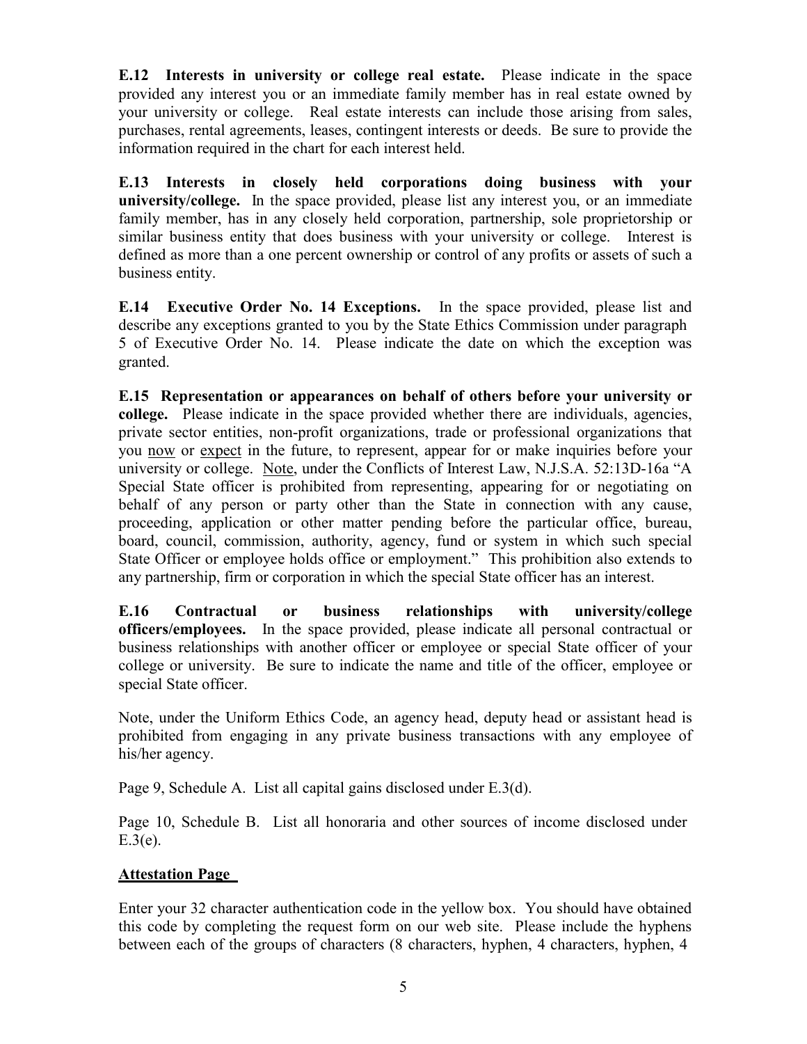**E.12 Interests in university or college real estate.** Please indicate in the space provided any interest you or an immediate family member has in real estate owned by your university or college. Real estate interests can include those arising from sales, purchases, rental agreements, leases, contingent interests or deeds. Be sure to provide the information required in the chart for each interest held.

**E.13 Interests in closely held corporations doing business with your university/college.** In the space provided, please list any interest you, or an immediate family member, has in any closely held corporation, partnership, sole proprietorship or similar business entity that does business with your university or college. Interest is defined as more than a one percent ownership or control of any profits or assets of such a business entity.

**E.14 Executive Order No. 14 Exceptions.** In the space provided, please list and describe any exceptions granted to you by the State Ethics Commission under paragraph 5 of Executive Order No. 14. Please indicate the date on which the exception was granted.

**E.15 Representation or appearances on behalf of others before your university or college.** Please indicate in the space provided whether there are individuals, agencies, private sector entities, non-profit organizations, trade or professional organizations that you now or expect in the future, to represent, appear for or make inquiries before your university or college. Note, under the Conflicts of Interest Law, N.J.S.A. 52:13D-16a "A Special State officer is prohibited from representing, appearing for or negotiating on behalf of any person or party other than the State in connection with any cause, proceeding, application or other matter pending before the particular office, bureau, board, council, commission, authority, agency, fund or system in which such special State Officer or employee holds office or employment." This prohibition also extends to any partnership, firm or corporation in which the special State officer has an interest.

**E.16 Contractual or business relationships with university/college officers/employees.** In the space provided, please indicate all personal contractual or business relationships with another officer or employee or special State officer of your college or university. Be sure to indicate the name and title of the officer, employee or special State officer.

Note, under the Uniform Ethics Code, an agency head, deputy head or assistant head is prohibited from engaging in any private business transactions with any employee of his/her agency.

Page 9, Schedule A. List all capital gains disclosed under E.3(d).

Page 10, Schedule B. List all honoraria and other sources of income disclosed under E.3(e).

## Attestation Page

Enter your 32 character authentication code in the yellow box. You should have obtained this code by completing the request form on our web site. Please include the hyphens between each of the groups of characters (8 characters, hyphen, 4 characters, hyphen, 4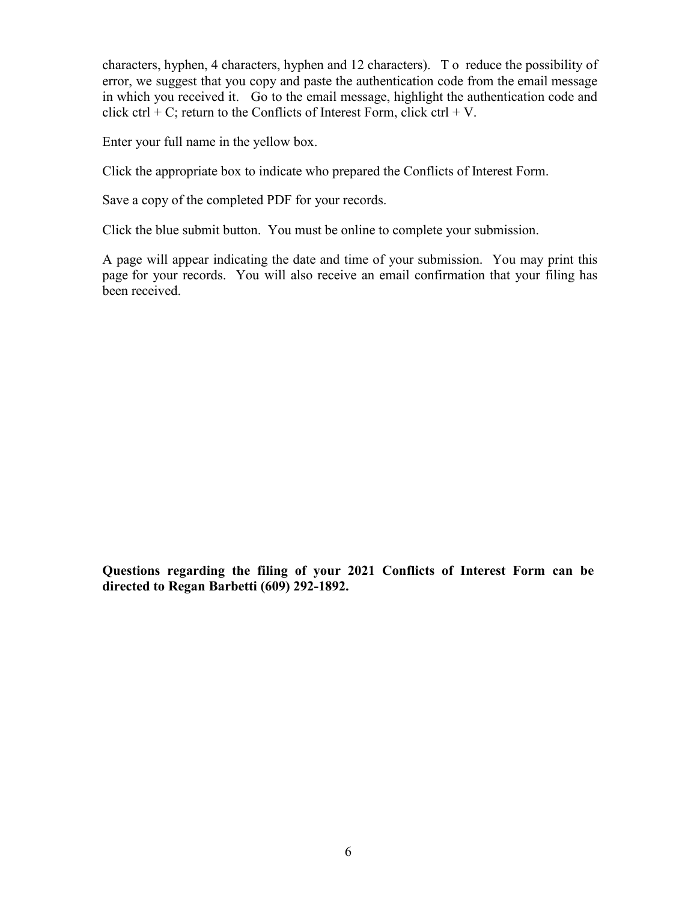characters, hyphen, 4 characters, hyphen and 12 characters). To reduce the possibility of error, we suggest that you copy and paste the authentication code from the email message in which you received it. Go to the email message, highlight the authentication code and click ctrl + C; return to the Conflicts of Interest Form, click ctrl + V.

Enter your full name in the yellow box.

Click the appropriate box to indicate who prepared the Conflicts of Interest Form.

Save a copy of the completed PDF for your records.

Click the blue submit button. You must be online to complete your submission.

A page will appear indicating the date and time of your submission. You may print this page for your records. You will also receive an email confirmation that your filing has been received.

**Questions regarding the filing of your 2021 Conflicts of Interest Form can be directed to Regan Barbetti (609) 292-1892.**